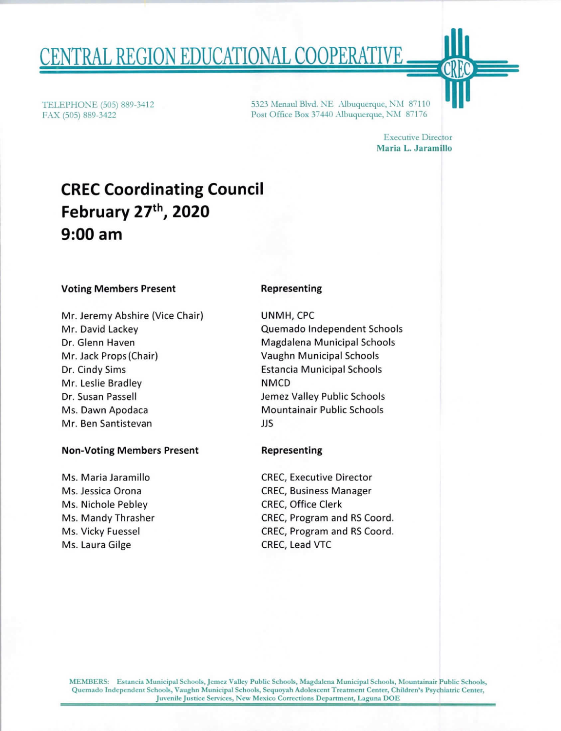# CENTRAL REGION EDUCATIONAL COOPERATIVE

TELEPHONE (505) 889-3412
FAX (505) 889-3422

5323 Menaul Blvd. NE Albuquerque, NM 87110
Post Office Box 37440 Albuquerque, NM 87176

Executive Director
**Maria L. Jaramillo**

## CREC Coordinating Council
## February 27th, 2020
## 9:00 am

| Voting Members Present | Representing |
|---|---|
| Mr. Jeremy Abshire (Vice Chair) | UNMH, CPC |
| Mr. David Lackey | Quemado Independent Schools |
| Dr. Glenn Haven | Magdalena Municipal Schools |
| Mr. Jack Props (Chair) | Vaughn Municipal Schools |
| Dr. Cindy Sims | Estancia Municipal Schools |
| Mr. Leslie Bradley | NMCD |
| Dr. Susan Passell | Jemez Valley Public Schools |
| Ms. Dawn Apodaca | Mountainair Public Schools |
| Mr. Ben Santistevan | JJS |

| Non-Voting Members Present | Representing |
|---|---|
| Ms. Maria Jaramillo | CREC, Executive Director |
| Ms. Jessica Orona | CREC, Business Manager |
| Ms. Nichole Pebley | CREC, Office Clerk |
| Ms. Mandy Thrasher | CREC, Program and RS Coord. |
| Ms. Vicky Fuessel | CREC, Program and RS Coord. |
| Ms. Laura Gilge | CREC, Lead VTC |

MEMBERS: Estancia Municipal Schools, Jemez Valley Public Schools, Magdalena Municipal Schools, Mountainair Public Schools, Quemado Independent Schools, Vaughn Municipal Schools, Sequoyah Adolescent Treatment Center, Children's Psychiatric Center, Juvenile Justice Services, New Mexico Corrections Department, Laguna DOE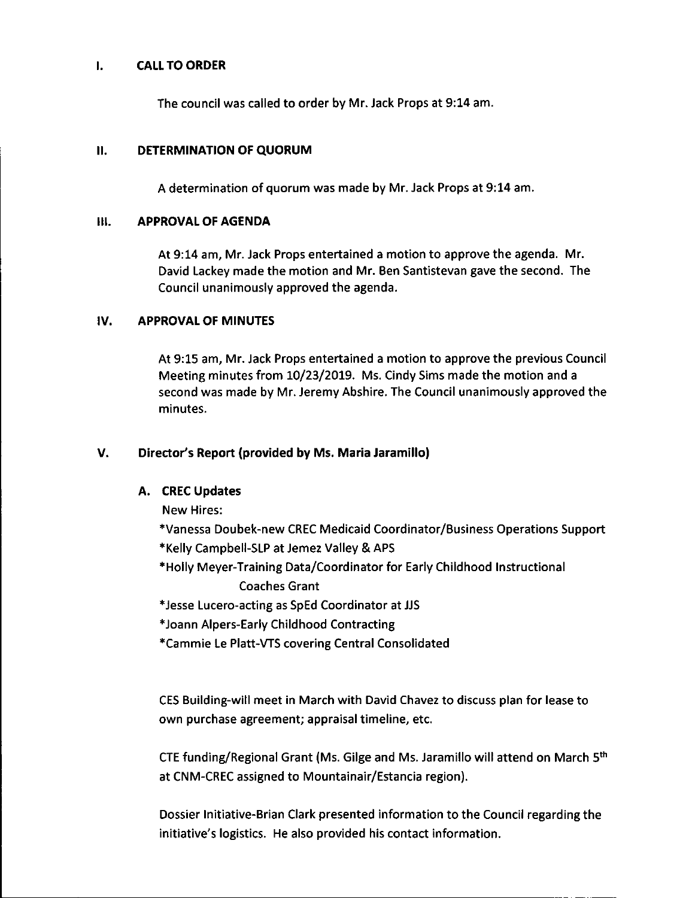## I. CALL TO ORDER

The council was called to order by Mr. Jack Props at 9:14 am.

## II. DETERMINATION OF QUORUM

A determination of quorum was made by Mr. Jack Props at 9:14 am.

## III. APPROVAL OF AGENDA

At 9:14 am, Mr. Jack Props entertained a motion to approve the agenda. Mr. David Lackey made the motion and Mr. Ben Santistevan gave the second. The Council unanimously approved the agenda.

## IV. APPROVAL OF MINUTES

At 9:15 am, Mr. Jack Props entertained a motion to approve the previous Council Meeting minutes from 10/23/2019. Ms. Cindy Sims made the motion and a second was made by Mr. Jeremy Abshire. The Council unanimously approved the minutes.

## V. Director's Report (provided by Ms. Maria Jaramillo)

### A. CREC Updates

New Hires:

*Vanessa Doubek-new CREC Medicaid Coordinator/Business Operations Support
*Kelly Campbell-SLP at Jemez Valley & APS
*Holly Meyer-Training Data/Coordinator for Early Childhood Instructional Coaches Grant
*Jesse Lucero-acting as SpEd Coordinator at JJS
*Joann Alpers-Early Childhood Contracting
*Cammie Le Platt-VTS covering Central Consolidated

CES Building-will meet in March with David Chavez to discuss plan for lease to own purchase agreement; appraisal timeline, etc.

CTE funding/Regional Grant (Ms. Gilge and Ms. Jaramillo will attend on March 5th at CNM-CREC assigned to Mountainair/Estancia region).

Dossier Initiative-Brian Clark presented information to the Council regarding the initiative's logistics. He also provided his contact information.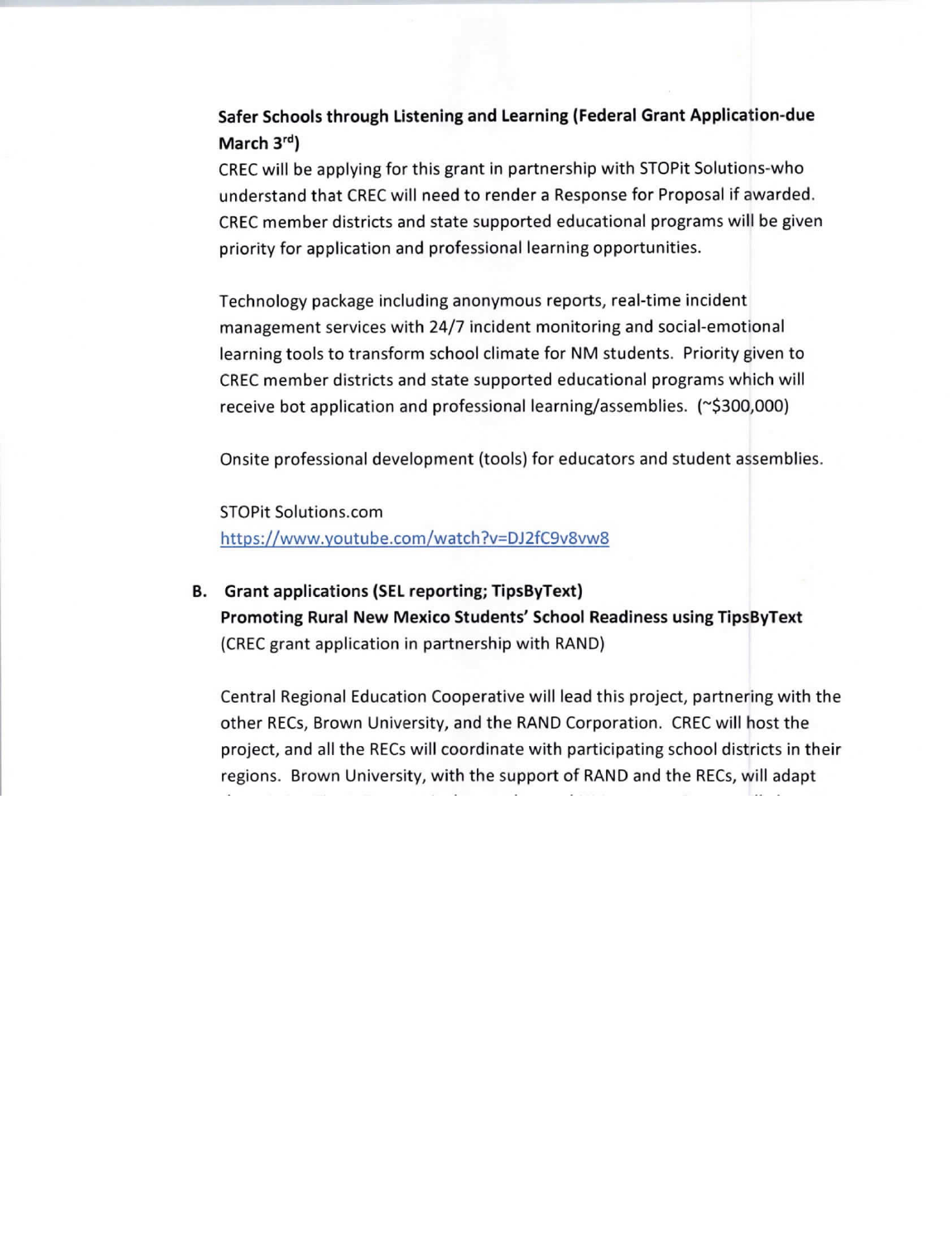**Safer Schools through Listening and Learning (Federal Grant Application-due March 3rd)**

CREC will be applying for this grant in partnership with STOPit Solutions-who understand that CREC will need to render a Response for Proposal if awarded. CREC member districts and state supported educational programs will be given priority for application and professional learning opportunities.

Technology package including anonymous reports, real-time incident management services with 24/7 incident monitoring and social-emotional learning tools to transform school climate for NM students. Priority given to CREC member districts and state supported educational programs which will receive bot application and professional learning/assemblies. (~$300,000)

Onsite professional development (tools) for educators and student assemblies.

STOPit Solutions.com
https://www.youtube.com/watch?v=DJ2fC9v8vw8

**B. Grant applications (SEL reporting; TipsByText)**
**Promoting Rural New Mexico Students' School Readiness using TipsByText**
(CREC grant application in partnership with RAND)

Central Regional Education Cooperative will lead this project, partnering with the other RECs, Brown University, and the RAND Corporation. CREC will host the project, and all the RECs will coordinate with participating school districts in their regions. Brown University, with the support of RAND and the RECs, will adapt